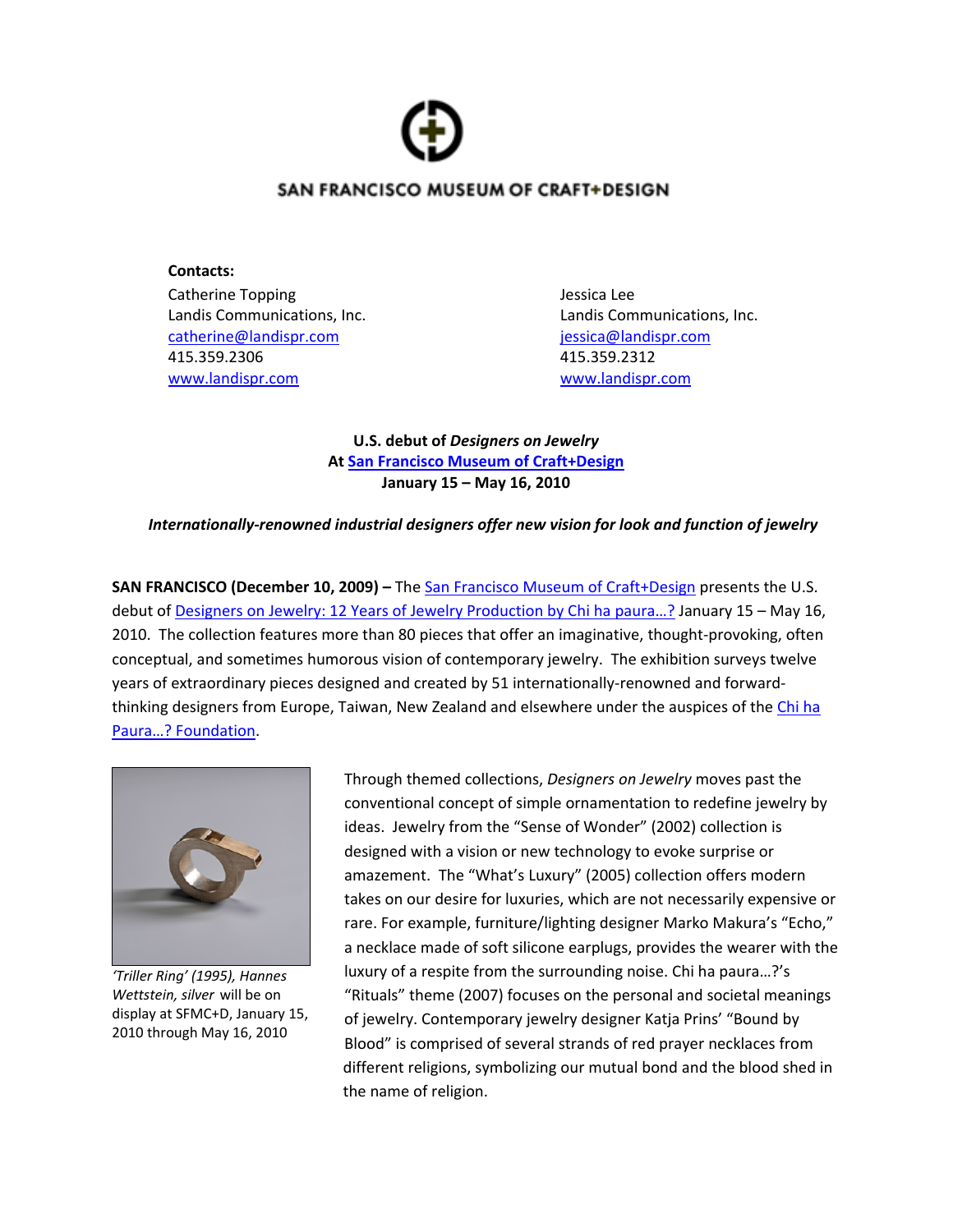SAN FRANCISCO MUSEUM OF CRAFT+DESIGN

**Contacts:**

Catherine Topping
Landis Communications, Inc.
catherine@landispr.com
415.359.2306
www.landispr.com

Jessica Lee
Landis Communications, Inc.
jessica@landispr.com
415.359.2312
www.landispr.com

**U.S. debut of *Designers on Jewelry***
**At San Francisco Museum of Craft+Design**
**January 15 – May 16, 2010**

***Internationally-renowned industrial designers offer new vision for look and function of jewelry***

**SAN FRANCISCO (December 10, 2009) –** The San Francisco Museum of Craft+Design presents the U.S. debut of Designers on Jewelry: 12 Years of Jewelry Production by Chi ha paura…? January 15 – May 16, 2010. The collection features more than 80 pieces that offer an imaginative, thought-provoking, often conceptual, and sometimes humorous vision of contemporary jewelry. The exhibition surveys twelve years of extraordinary pieces designed and created by 51 internationally-renowned and forward-thinking designers from Europe, Taiwan, New Zealand and elsewhere under the auspices of the Chi ha Paura…? Foundation.

*'Triller Ring' (1995), Hannes Wettstein, silver* will be on display at SFMC+D, January 15, 2010 through May 16, 2010

Through themed collections, *Designers on Jewelry* moves past the conventional concept of simple ornamentation to redefine jewelry by ideas. Jewelry from the "Sense of Wonder" (2002) collection is designed with a vision or new technology to evoke surprise or amazement. The "What's Luxury" (2005) collection offers modern takes on our desire for luxuries, which are not necessarily expensive or rare. For example, furniture/lighting designer Marko Makura's "Echo," a necklace made of soft silicone earplugs, provides the wearer with the luxury of a respite from the surrounding noise. Chi ha paura…?'s "Rituals" theme (2007) focuses on the personal and societal meanings of jewelry. Contemporary jewelry designer Katja Prins' "Bound by Blood" is comprised of several strands of red prayer necklaces from different religions, symbolizing our mutual bond and the blood shed in the name of religion.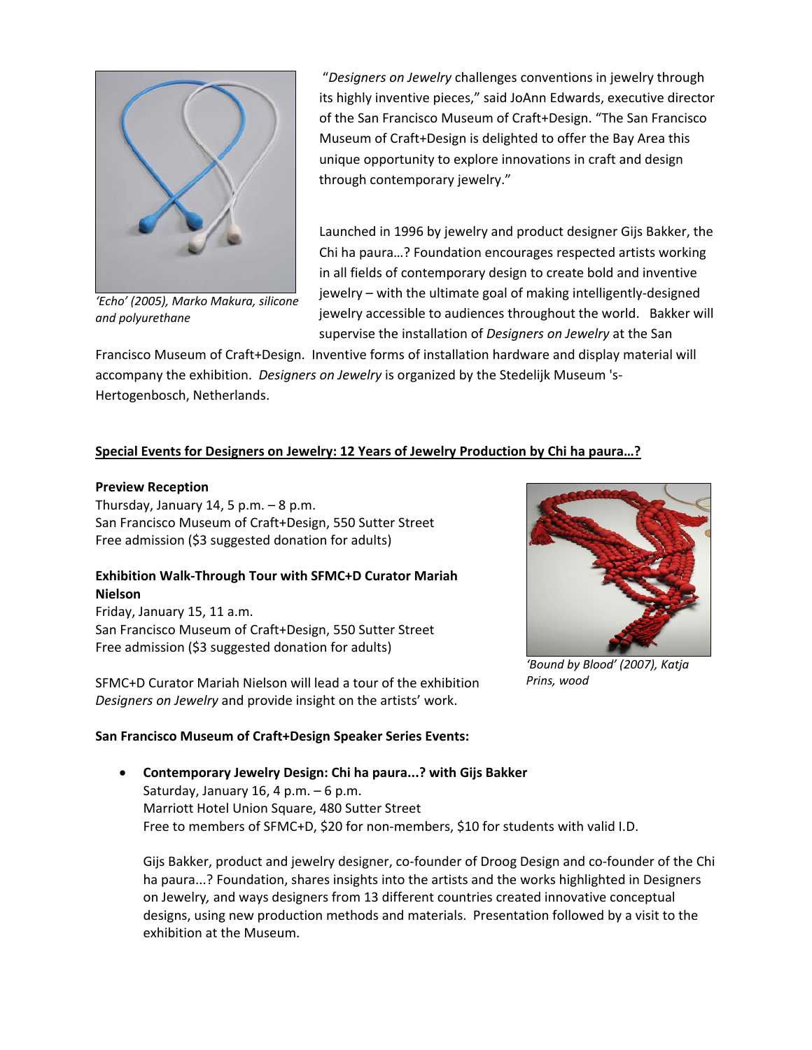*'Echo' (2005), Marko Makura, silicone and polyurethane*

"*Designers on Jewelry* challenges conventions in jewelry through its highly inventive pieces," said JoAnn Edwards, executive director of the San Francisco Museum of Craft+Design. "The San Francisco Museum of Craft+Design is delighted to offer the Bay Area this unique opportunity to explore innovations in craft and design through contemporary jewelry."

Launched in 1996 by jewelry and product designer Gijs Bakker, the Chi ha paura…? Foundation encourages respected artists working in all fields of contemporary design to create bold and inventive jewelry – with the ultimate goal of making intelligently-designed jewelry accessible to audiences throughout the world. Bakker will supervise the installation of *Designers on Jewelry* at the San Francisco Museum of Craft+Design. Inventive forms of installation hardware and display material will accompany the exhibition. *Designers on Jewelry* is organized by the Stedelijk Museum 's-Hertogenbosch, Netherlands.

**Special Events for Designers on Jewelry: 12 Years of Jewelry Production by Chi ha paura…?**

**Preview Reception**
Thursday, January 14, 5 p.m. – 8 p.m.
San Francisco Museum of Craft+Design, 550 Sutter Street
Free admission ($3 suggested donation for adults)

**Exhibition Walk-Through Tour with SFMC+D Curator Mariah Nielson**
Friday, January 15, 11 a.m.
San Francisco Museum of Craft+Design, 550 Sutter Street
Free admission ($3 suggested donation for adults)

SFMC+D Curator Mariah Nielson will lead a tour of the exhibition *Designers on Jewelry* and provide insight on the artists' work.

*'Bound by Blood' (2007), Katja Prins, wood*

**San Francisco Museum of Craft+Design Speaker Series Events:**

- **Contemporary Jewelry Design: Chi ha paura...? with Gijs Bakker**
  Saturday, January 16, 4 p.m. – 6 p.m.
  Marriott Hotel Union Square, 480 Sutter Street
  Free to members of SFMC+D, $20 for non-members, $10 for students with valid I.D.

  Gijs Bakker, product and jewelry designer, co-founder of Droog Design and co-founder of the Chi ha paura...? Foundation, shares insights into the artists and the works highlighted in Designers on Jewelry*,* and ways designers from 13 different countries created innovative conceptual designs, using new production methods and materials. Presentation followed by a visit to the exhibition at the Museum.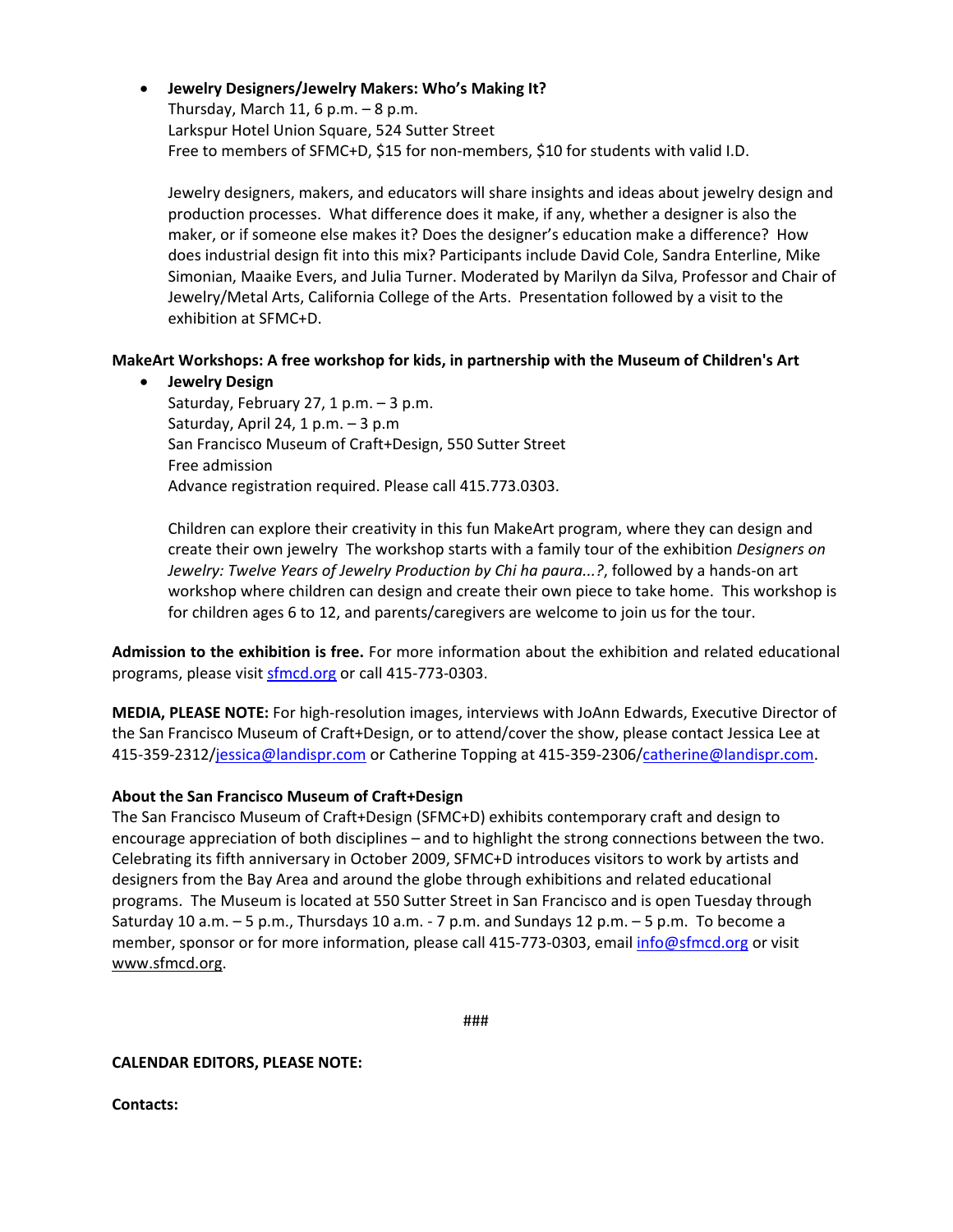- **Jewelry Designers/Jewelry Makers: Who's Making It?**
  Thursday, March 11, 6 p.m. – 8 p.m.
  Larkspur Hotel Union Square, 524 Sutter Street
  Free to members of SFMC+D, $15 for non-members, $10 for students with valid I.D.

  Jewelry designers, makers, and educators will share insights and ideas about jewelry design and production processes. What difference does it make, if any, whether a designer is also the maker, or if someone else makes it? Does the designer's education make a difference? How does industrial design fit into this mix? Participants include David Cole, Sandra Enterline, Mike Simonian, Maaike Evers, and Julia Turner. Moderated by Marilyn da Silva, Professor and Chair of Jewelry/Metal Arts, California College of the Arts. Presentation followed by a visit to the exhibition at SFMC+D.

**MakeArt Workshops: A free workshop for kids, in partnership with the Museum of Children's Art**

- **Jewelry Design**
  Saturday, February 27, 1 p.m. – 3 p.m.
  Saturday, April 24, 1 p.m. – 3 p.m
  San Francisco Museum of Craft+Design, 550 Sutter Street
  Free admission
  Advance registration required. Please call 415.773.0303.

  Children can explore their creativity in this fun MakeArt program, where they can design and create their own jewelry The workshop starts with a family tour of the exhibition *Designers on Jewelry: Twelve Years of Jewelry Production by Chi ha paura...?*, followed by a hands-on art workshop where children can design and create their own piece to take home. This workshop is for children ages 6 to 12, and parents/caregivers are welcome to join us for the tour.

**Admission to the exhibition is free.** For more information about the exhibition and related educational programs, please visit sfmcd.org or call 415-773-0303.

**MEDIA, PLEASE NOTE:** For high-resolution images, interviews with JoAnn Edwards, Executive Director of the San Francisco Museum of Craft+Design, or to attend/cover the show, please contact Jessica Lee at 415-359-2312/jessica@landispr.com or Catherine Topping at 415-359-2306/catherine@landispr.com.

**About the San Francisco Museum of Craft+Design**

The San Francisco Museum of Craft+Design (SFMC+D) exhibits contemporary craft and design to encourage appreciation of both disciplines – and to highlight the strong connections between the two. Celebrating its fifth anniversary in October 2009, SFMC+D introduces visitors to work by artists and designers from the Bay Area and around the globe through exhibitions and related educational programs. The Museum is located at 550 Sutter Street in San Francisco and is open Tuesday through Saturday 10 a.m. – 5 p.m., Thursdays 10 a.m. - 7 p.m. and Sundays 12 p.m. – 5 p.m. To become a member, sponsor or for more information, please call 415-773-0303, email info@sfmcd.org or visit www.sfmcd.org.

###

**CALENDAR EDITORS, PLEASE NOTE:**

**Contacts:**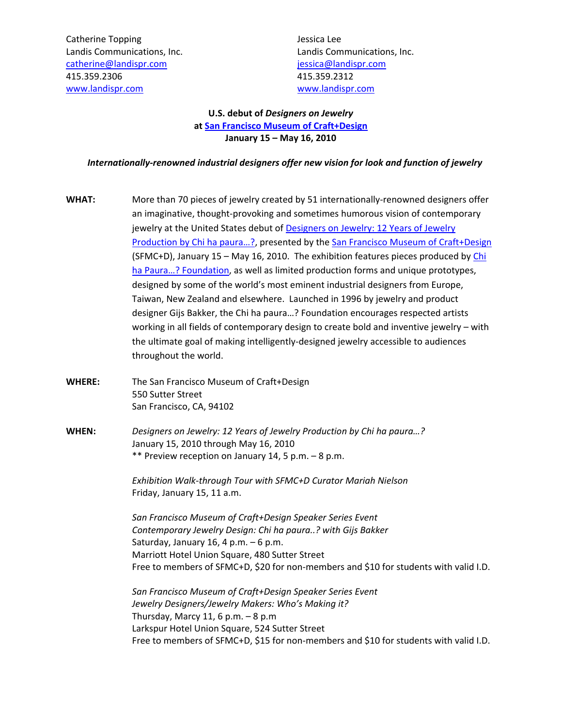Catherine Topping
Landis Communications, Inc.
[catherine@landispr.com](mailto:catherine@landispr.com)
415.359.2306
[www.landispr.com](http://www.landispr.com)

Jessica Lee
Landis Communications, Inc.
[jessica@landispr.com](mailto:jessica@landispr.com)
415.359.2312
[www.landispr.com](http://www.landispr.com)

**U.S. debut of *Designers on Jewelry***
**at San Francisco Museum of Craft+Design**
**January 15 – May 16, 2010**

***Internationally-renowned industrial designers offer new vision for look and function of jewelry***

**WHAT:** More than 70 pieces of jewelry created by 51 internationally-renowned designers offer an imaginative, thought-provoking and sometimes humorous vision of contemporary jewelry at the United States debut of Designers on Jewelry: 12 Years of Jewelry Production by Chi ha paura…?, presented by the San Francisco Museum of Craft+Design (SFMC+D), January 15 – May 16, 2010. The exhibition features pieces produced by Chi ha Paura…? Foundation, as well as limited production forms and unique prototypes, designed by some of the world's most eminent industrial designers from Europe, Taiwan, New Zealand and elsewhere. Launched in 1996 by jewelry and product designer Gijs Bakker, the Chi ha paura…? Foundation encourages respected artists working in all fields of contemporary design to create bold and inventive jewelry – with the ultimate goal of making intelligently-designed jewelry accessible to audiences throughout the world.

**WHERE:** The San Francisco Museum of Craft+Design
550 Sutter Street
San Francisco, CA, 94102

**WHEN:** *Designers on Jewelry: 12 Years of Jewelry Production by Chi ha paura…?*
January 15, 2010 through May 16, 2010
** Preview reception on January 14, 5 p.m. – 8 p.m.

*Exhibition Walk-through Tour with SFMC+D Curator Mariah Nielson*
Friday, January 15, 11 a.m.

*San Francisco Museum of Craft+Design Speaker Series Event*
*Contemporary Jewelry Design: Chi ha paura..? with Gijs Bakker*
Saturday, January 16, 4 p.m. – 6 p.m.
Marriott Hotel Union Square, 480 Sutter Street
Free to members of SFMC+D, $20 for non-members and $10 for students with valid I.D.

*San Francisco Museum of Craft+Design Speaker Series Event*
*Jewelry Designers/Jewelry Makers: Who's Making it?*
Thursday, Marcy 11, 6 p.m. – 8 p.m
Larkspur Hotel Union Square, 524 Sutter Street
Free to members of SFMC+D, $15 for non-members and $10 for students with valid I.D.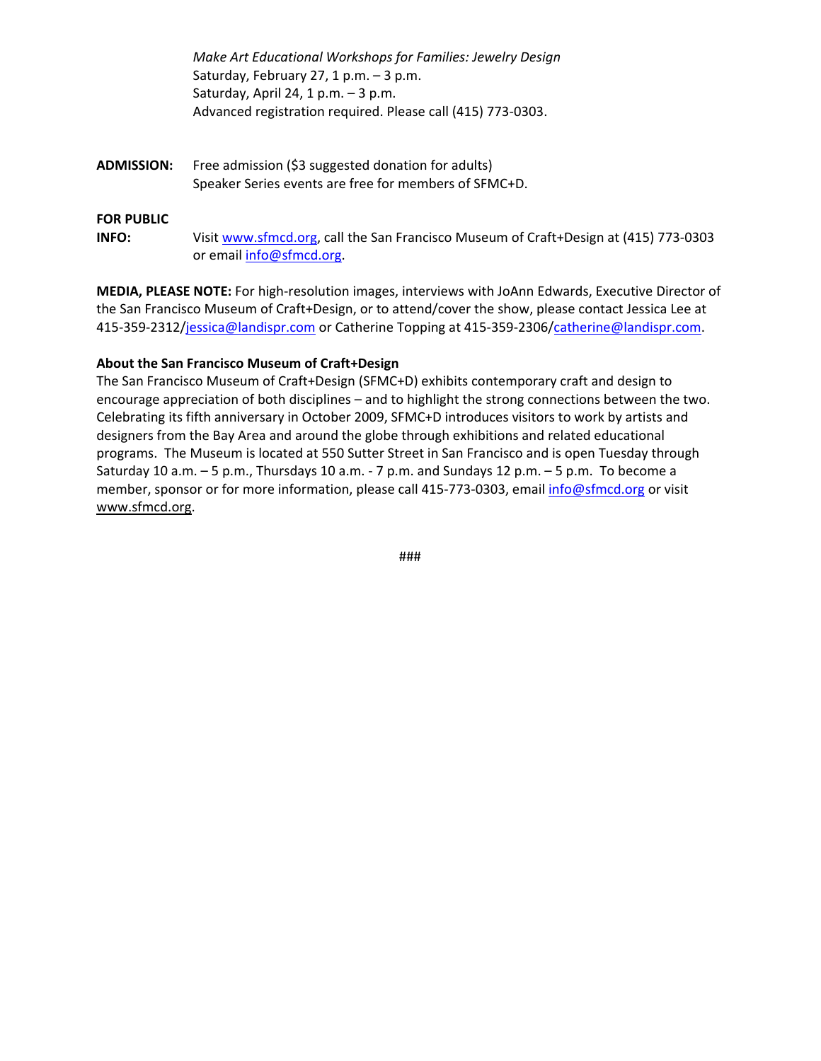*Make Art Educational Workshops for Families: Jewelry Design*
Saturday, February 27, 1 p.m. – 3 p.m.
Saturday, April 24, 1 p.m. – 3 p.m.
Advanced registration required. Please call (415) 773-0303.

**ADMISSION:** Free admission ($3 suggested donation for adults)
Speaker Series events are free for members of SFMC+D.

**FOR PUBLIC INFO:** Visit www.sfmcd.org, call the San Francisco Museum of Craft+Design at (415) 773-0303 or email info@sfmcd.org.

**MEDIA, PLEASE NOTE:** For high-resolution images, interviews with JoAnn Edwards, Executive Director of the San Francisco Museum of Craft+Design, or to attend/cover the show, please contact Jessica Lee at 415-359-2312/jessica@landispr.com or Catherine Topping at 415-359-2306/catherine@landispr.com.

**About the San Francisco Museum of Craft+Design**
The San Francisco Museum of Craft+Design (SFMC+D) exhibits contemporary craft and design to encourage appreciation of both disciplines – and to highlight the strong connections between the two. Celebrating its fifth anniversary in October 2009, SFMC+D introduces visitors to work by artists and designers from the Bay Area and around the globe through exhibitions and related educational programs. The Museum is located at 550 Sutter Street in San Francisco and is open Tuesday through Saturday 10 a.m. – 5 p.m., Thursdays 10 a.m. - 7 p.m. and Sundays 12 p.m. – 5 p.m. To become a member, sponsor or for more information, please call 415-773-0303, email info@sfmcd.org or visit www.sfmcd.org.

###